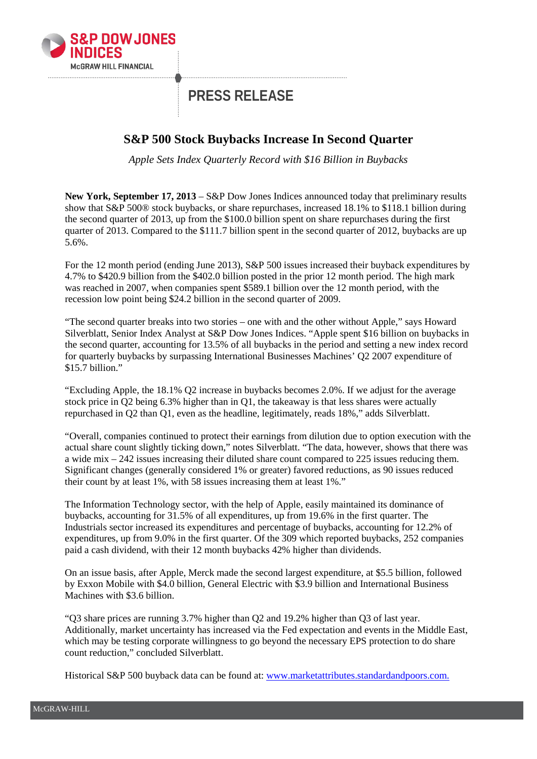S&P DOW JONES INDICES
McGRAW HILL FINANCIAL

# PRESS RELEASE

## S&P 500 Stock Buybacks Increase In Second Quarter

*Apple Sets Index Quarterly Record with $16 Billion in Buybacks*

**New York, September 17, 2013** – S&P Dow Jones Indices announced today that preliminary results show that S&P 500® stock buybacks, or share repurchases, increased 18.1% to $118.1 billion during the second quarter of 2013, up from the $100.0 billion spent on share repurchases during the first quarter of 2013. Compared to the $111.7 billion spent in the second quarter of 2012, buybacks are up 5.6%.

For the 12 month period (ending June 2013), S&P 500 issues increased their buyback expenditures by 4.7% to $420.9 billion from the $402.0 billion posted in the prior 12 month period. The high mark was reached in 2007, when companies spent $589.1 billion over the 12 month period, with the recession low point being $24.2 billion in the second quarter of 2009.

"The second quarter breaks into two stories – one with and the other without Apple," says Howard Silverblatt, Senior Index Analyst at S&P Dow Jones Indices. "Apple spent $16 billion on buybacks in the second quarter, accounting for 13.5% of all buybacks in the period and setting a new index record for quarterly buybacks by surpassing International Businesses Machines' Q2 2007 expenditure of $15.7 billion."

"Excluding Apple, the 18.1% Q2 increase in buybacks becomes 2.0%. If we adjust for the average stock price in Q2 being 6.3% higher than in Q1, the takeaway is that less shares were actually repurchased in Q2 than Q1, even as the headline, legitimately, reads 18%," adds Silverblatt.

"Overall, companies continued to protect their earnings from dilution due to option execution with the actual share count slightly ticking down," notes Silverblatt. "The data, however, shows that there was a wide mix – 242 issues increasing their diluted share count compared to 225 issues reducing them. Significant changes (generally considered 1% or greater) favored reductions, as 90 issues reduced their count by at least 1%, with 58 issues increasing them at least 1%."

The Information Technology sector, with the help of Apple, easily maintained its dominance of buybacks, accounting for 31.5% of all expenditures, up from 19.6% in the first quarter. The Industrials sector increased its expenditures and percentage of buybacks, accounting for 12.2% of expenditures, up from 9.0% in the first quarter. Of the 309 which reported buybacks, 252 companies paid a cash dividend, with their 12 month buybacks 42% higher than dividends.

On an issue basis, after Apple, Merck made the second largest expenditure, at $5.5 billion, followed by Exxon Mobile with $4.0 billion, General Electric with $3.9 billion and International Business Machines with $3.6 billion.

"Q3 share prices are running 3.7% higher than Q2 and 19.2% higher than Q3 of last year. Additionally, market uncertainty has increased via the Fed expectation and events in the Middle East, which may be testing corporate willingness to go beyond the necessary EPS protection to do share count reduction," concluded Silverblatt.

Historical S&P 500 buyback data can be found at: [www.marketattributes.standardandpoors.com.](www.marketattributes.standardandpoors.com)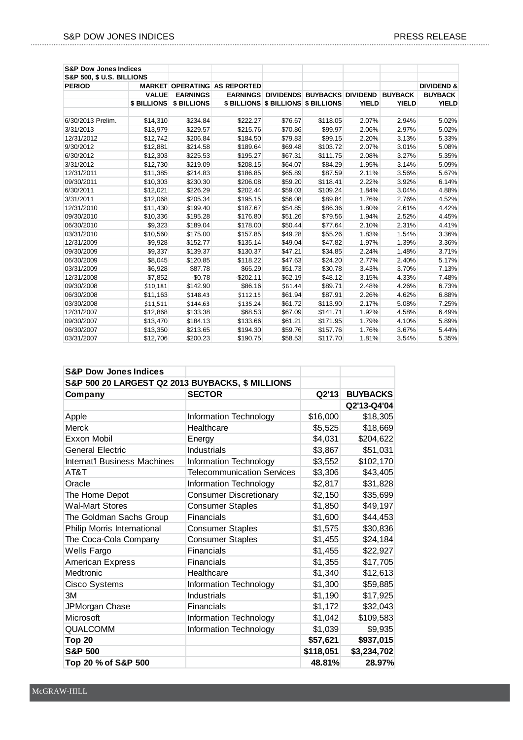| S&P Dow Jones Indices | | | | | | | | |
|---|---|---|---|---|---|---|---|---|
| S&P 500, $ U.S. BILLIONS | | | | | | | | |
| PERIOD | MARKET VALUE $ BILLIONS | OPERATING EARNINGS $ BILLIONS | AS REPORTED EARNINGS $ BILLIONS | DIVIDENDS $ BILLIONS | BUYBACKS $ BILLIONS | DIVIDEND YIELD | BUYBACK YIELD | DIVIDEND & BUYBACK YIELD |
| 6/30/2013 Prelim. | $14,310 | $234.84 | $222.27 | $76.67 | $118.05 | 2.07% | 2.94% | 5.02% |
| 3/31/2013 | $13,979 | $229.57 | $215.76 | $70.86 | $99.97 | 2.06% | 2.97% | 5.02% |
| 12/31/2012 | $12,742 | $206.84 | $184.50 | $79.83 | $99.15 | 2.20% | 3.13% | 5.33% |
| 9/30/2012 | $12,881 | $214.58 | $189.64 | $69.48 | $103.72 | 2.07% | 3.01% | 5.08% |
| 6/30/2012 | $12,303 | $225.53 | $195.27 | $67.31 | $111.75 | 2.08% | 3.27% | 5.35% |
| 3/31/2012 | $12,730 | $219.09 | $208.15 | $64.07 | $84.29 | 1.95% | 3.14% | 5.09% |
| 12/31/2011 | $11,385 | $214.83 | $186.85 | $65.89 | $87.59 | 2.11% | 3.56% | 5.67% |
| 09/30/2011 | $10,303 | $230.30 | $206.08 | $59.20 | $118.41 | 2.22% | 3.92% | 6.14% |
| 6/30/2011 | $12,021 | $226.29 | $202.44 | $59.03 | $109.24 | 1.84% | 3.04% | 4.88% |
| 3/31/2011 | $12,068 | $205.34 | $195.15 | $56.08 | $89.84 | 1.76% | 2.76% | 4.52% |
| 12/31/2010 | $11,430 | $199.40 | $187.67 | $54.85 | $86.36 | 1.80% | 2.61% | 4.42% |
| 09/30/2010 | $10,336 | $195.28 | $176.80 | $51.26 | $79.56 | 1.94% | 2.52% | 4.45% |
| 06/30/2010 | $9,323 | $189.04 | $178.00 | $50.44 | $77.64 | 2.10% | 2.31% | 4.41% |
| 03/31/2010 | $10,560 | $175.00 | $157.85 | $49.28 | $55.26 | 1.83% | 1.54% | 3.36% |
| 12/31/2009 | $9,928 | $152.77 | $135.14 | $49.04 | $47.82 | 1.97% | 1.39% | 3.36% |
| 09/30/2009 | $9,337 | $139.37 | $130.37 | $47.21 | $34.85 | 2.24% | 1.48% | 3.71% |
| 06/30/2009 | $8,045 | $120.85 | $118.22 | $47.63 | $24.20 | 2.77% | 2.40% | 5.17% |
| 03/31/2009 | $6,928 | $87.78 | $65.29 | $51.73 | $30.78 | 3.43% | 3.70% | 7.13% |
| 12/31/2008 | $7,852 | -$0.78 | -$202.11 | $62.19 | $48.12 | 3.15% | 4.33% | 7.48% |
| 09/30/2008 | $10,181 | $142.90 | $86.16 | $61.44 | $89.71 | 2.48% | 4.26% | 6.73% |
| 06/30/2008 | $11,163 | $148.43 | $112.15 | $61.94 | $87.91 | 2.26% | 4.62% | 6.88% |
| 03/30/2008 | $11,511 | $144.63 | $135.24 | $61.72 | $113.90 | 2.17% | 5.08% | 7.25% |
| 12/31/2007 | $12,868 | $133.38 | $68.53 | $67.09 | $141.71 | 1.92% | 4.58% | 6.49% |
| 09/30/2007 | $13,470 | $184.13 | $133.66 | $61.21 | $171.95 | 1.79% | 4.10% | 5.89% |
| 06/30/2007 | $13,350 | $213.65 | $194.30 | $59.76 | $157.76 | 1.76% | 3.67% | 5.44% |
| 03/31/2007 | $12,706 | $200.23 | $190.75 | $58.53 | $117.70 | 1.81% | 3.54% | 5.35% |

| S&P Dow Jones Indices | | | |
|---|---|---|---|
| S&P 500 20 LARGEST Q2 2013 BUYBACKS, $ MILLIONS | | | |
| Company | SECTOR | Q2'13 | BUYBACKS Q2'13-Q4'04 |
| Apple | Information Technology | $16,000 | $18,305 |
| Merck | Healthcare | $5,525 | $18,669 |
| Exxon Mobil | Energy | $4,031 | $204,622 |
| General Electric | Industrials | $3,867 | $51,031 |
| Internat'l Business Machines | Information Technology | $3,552 | $102,170 |
| AT&T | Telecommunication Services | $3,306 | $43,405 |
| Oracle | Information Technology | $2,817 | $31,828 |
| The Home Depot | Consumer Discretionary | $2,150 | $35,699 |
| Wal-Mart Stores | Consumer Staples | $1,850 | $49,197 |
| The Goldman Sachs Group | Financials | $1,600 | $44,453 |
| Philip Morris International | Consumer Staples | $1,575 | $30,836 |
| The Coca-Cola Company | Consumer Staples | $1,455 | $24,184 |
| Wells Fargo | Financials | $1,455 | $22,927 |
| American Express | Financials | $1,355 | $17,705 |
| Medtronic | Healthcare | $1,340 | $12,613 |
| Cisco Systems | Information Technology | $1,300 | $59,885 |
| 3M | Industrials | $1,190 | $17,925 |
| JPMorgan Chase | Financials | $1,172 | $32,043 |
| Microsoft | Information Technology | $1,042 | $109,583 |
| QUALCOMM | Information Technology | $1,039 | $9,935 |
| **Top 20** | | **$57,621** | **$937,015** |
| **S&P 500** | | **$118,051** | **$3,234,702** |
| **Top 20 % of S&P 500** | | **48.81%** | **28.97%** |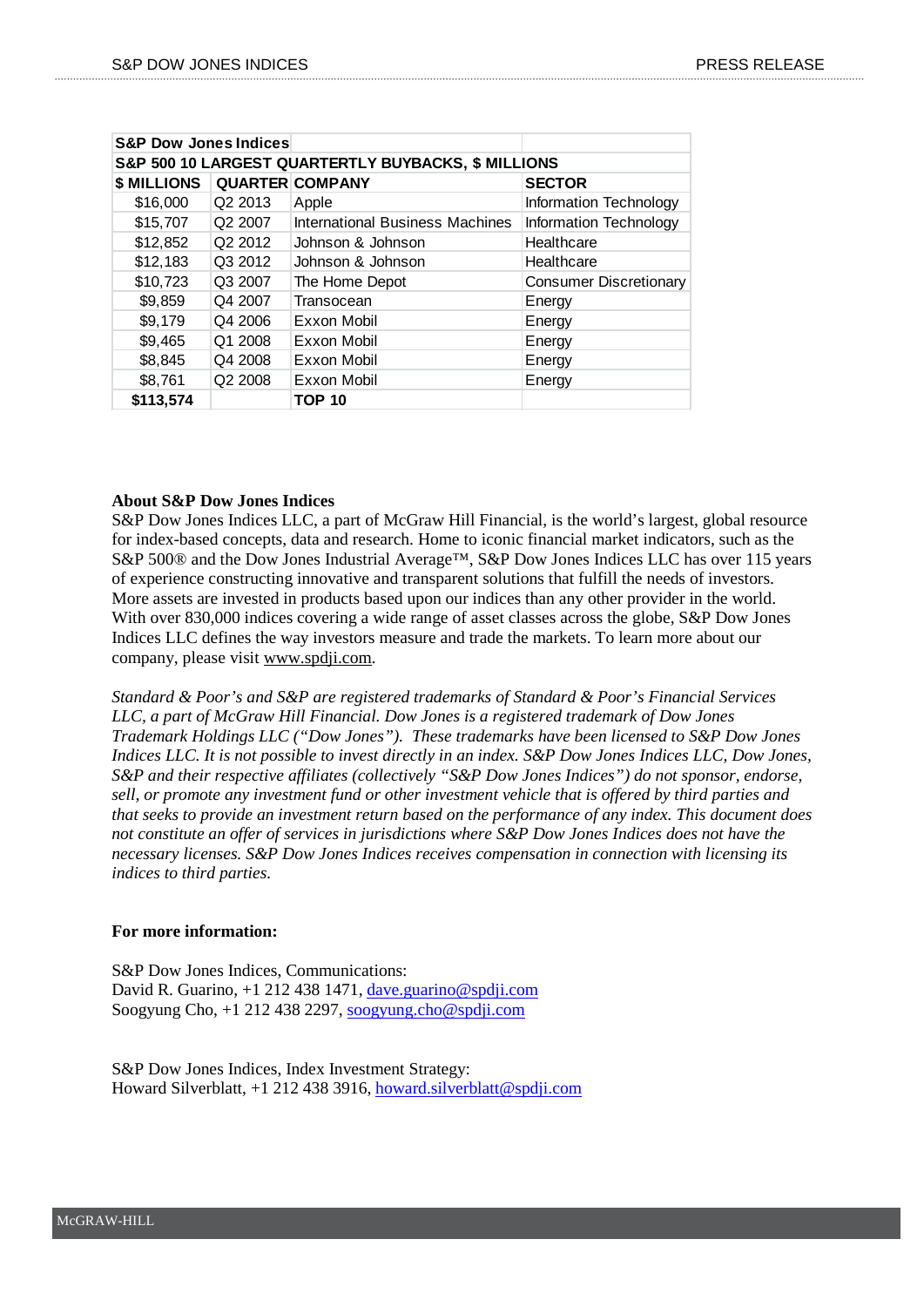| S&P Dow Jones Indices | | | |
|---|---|---|---|
| S&P 500 10 LARGEST QUARTERLY BUYBACKS, $ MILLIONS | | | |
| **$ MILLIONS** | **QUARTER** | **COMPANY** | **SECTOR** |
| $16,000 | Q2 2013 | Apple | Information Technology |
| $15,707 | Q2 2007 | International Business Machines | Information Technology |
| $12,852 | Q2 2012 | Johnson & Johnson | Healthcare |
| $12,183 | Q3 2012 | Johnson & Johnson | Healthcare |
| $10,723 | Q3 2007 | The Home Depot | Consumer Discretionary |
| $9,859 | Q4 2007 | Transocean | Energy |
| $9,179 | Q4 2006 | Exxon Mobil | Energy |
| $9,465 | Q1 2008 | Exxon Mobil | Energy |
| $8,845 | Q4 2008 | Exxon Mobil | Energy |
| $8,761 | Q2 2008 | Exxon Mobil | Energy |
| **$113,574** | | **TOP 10** | |

**About S&P Dow Jones Indices**

S&P Dow Jones Indices LLC, a part of McGraw Hill Financial, is the world's largest, global resource for index-based concepts, data and research. Home to iconic financial market indicators, such as the S&P 500® and the Dow Jones Industrial Average™, S&P Dow Jones Indices LLC has over 115 years of experience constructing innovative and transparent solutions that fulfill the needs of investors. More assets are invested in products based upon our indices than any other provider in the world. With over 830,000 indices covering a wide range of asset classes across the globe, S&P Dow Jones Indices LLC defines the way investors measure and trade the markets. To learn more about our company, please visit www.spdji.com.

*Standard & Poor's and S&P are registered trademarks of Standard & Poor's Financial Services LLC, a part of McGraw Hill Financial. Dow Jones is a registered trademark of Dow Jones Trademark Holdings LLC ("Dow Jones"). These trademarks have been licensed to S&P Dow Jones Indices LLC. It is not possible to invest directly in an index. S&P Dow Jones Indices LLC, Dow Jones, S&P and their respective affiliates (collectively "S&P Dow Jones Indices") do not sponsor, endorse, sell, or promote any investment fund or other investment vehicle that is offered by third parties and that seeks to provide an investment return based on the performance of any index. This document does not constitute an offer of services in jurisdictions where S&P Dow Jones Indices does not have the necessary licenses. S&P Dow Jones Indices receives compensation in connection with licensing its indices to third parties.*

**For more information:**

S&P Dow Jones Indices, Communications:
David R. Guarino, +1 212 438 1471, dave.guarino@spdji.com
Soogyung Cho, +1 212 438 2297, soogyung.cho@spdji.com

S&P Dow Jones Indices, Index Investment Strategy:
Howard Silverblatt, +1 212 438 3916, howard.silverblatt@spdji.com